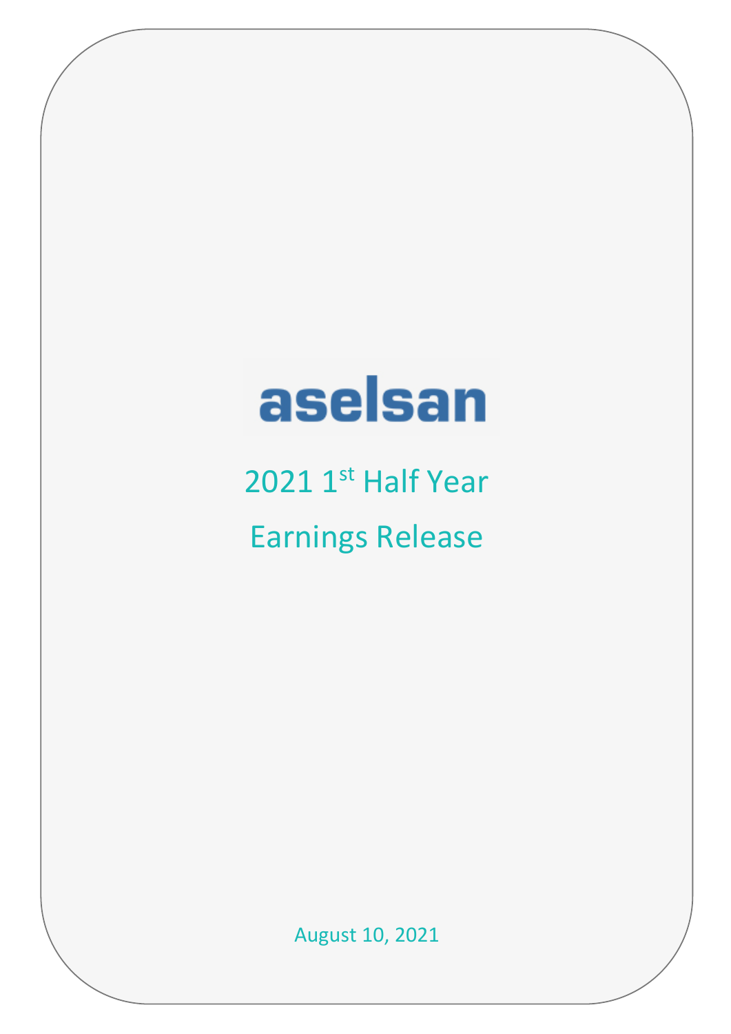# aselsan

## 2021 1st Half Year

## Earnings Release

August 10, 2021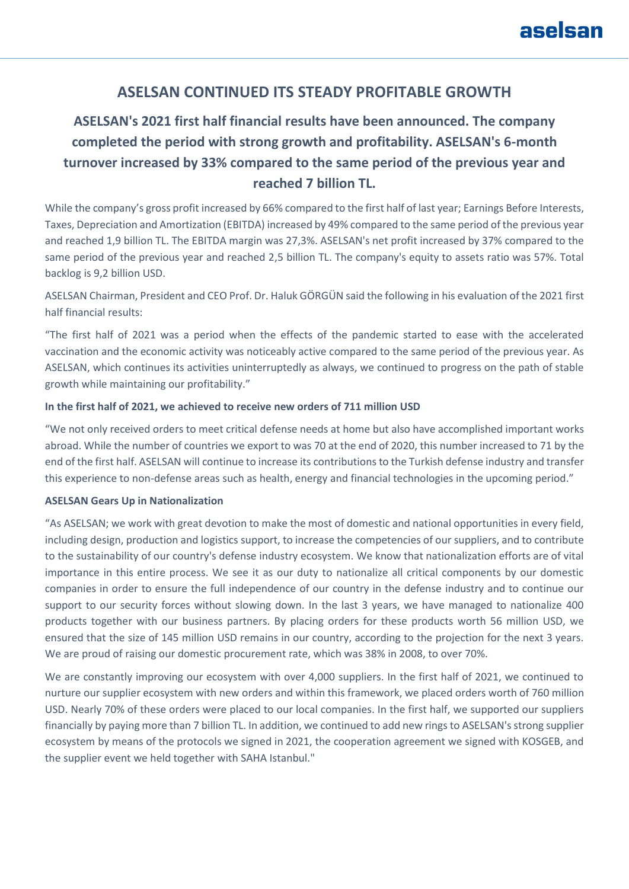# ASELSAN CONTINUED ITS STEADY PROFITABLE GROWTH

## ASELSAN's 2021 first half financial results have been announced. The company completed the period with strong growth and profitability. ASELSAN's 6-month turnover increased by 33% compared to the same period of the previous year and reached 7 billion TL.

While the company's gross profit increased by 66% compared to the first half of last year; Earnings Before Interests, Taxes, Depreciation and Amortization (EBITDA) increased by 49% compared to the same period of the previous year and reached 1,9 billion TL. The EBITDA margin was 27,3%. ASELSAN's net profit increased by 37% compared to the same period of the previous year and reached 2,5 billion TL. The company's equity to assets ratio was 57%. Total backlog is 9,2 billion USD.

ASELSAN Chairman, President and CEO Prof. Dr. Haluk GÖRGÜN said the following in his evaluation of the 2021 first half financial results:

"The first half of 2021 was a period when the effects of the pandemic started to ease with the accelerated vaccination and the economic activity was noticeably active compared to the same period of the previous year. As ASELSAN, which continues its activities uninterruptedly as always, we continued to progress on the path of stable growth while maintaining our profitability."

**In the first half of 2021, we achieved to receive new orders of 711 million USD**

"We not only received orders to meet critical defense needs at home but also have accomplished important works abroad. While the number of countries we export to was 70 at the end of 2020, this number increased to 71 by the end of the first half. ASELSAN will continue to increase its contributions to the Turkish defense industry and transfer this experience to non-defense areas such as health, energy and financial technologies in the upcoming period."

**ASELSAN Gears Up in Nationalization**

"As ASELSAN; we work with great devotion to make the most of domestic and national opportunities in every field, including design, production and logistics support, to increase the competencies of our suppliers, and to contribute to the sustainability of our country's defense industry ecosystem. We know that nationalization efforts are of vital importance in this entire process. We see it as our duty to nationalize all critical components by our domestic companies in order to ensure the full independence of our country in the defense industry and to continue our support to our security forces without slowing down. In the last 3 years, we have managed to nationalize 400 products together with our business partners. By placing orders for these products worth 56 million USD, we ensured that the size of 145 million USD remains in our country, according to the projection for the next 3 years. We are proud of raising our domestic procurement rate, which was 38% in 2008, to over 70%.

We are constantly improving our ecosystem with over 4,000 suppliers. In the first half of 2021, we continued to nurture our supplier ecosystem with new orders and within this framework, we placed orders worth of 760 million USD. Nearly 70% of these orders were placed to our local companies. In the first half, we supported our suppliers financially by paying more than 7 billion TL. In addition, we continued to add new rings to ASELSAN's strong supplier ecosystem by means of the protocols we signed in 2021, the cooperation agreement we signed with KOSGEB, and the supplier event we held together with SAHA Istanbul."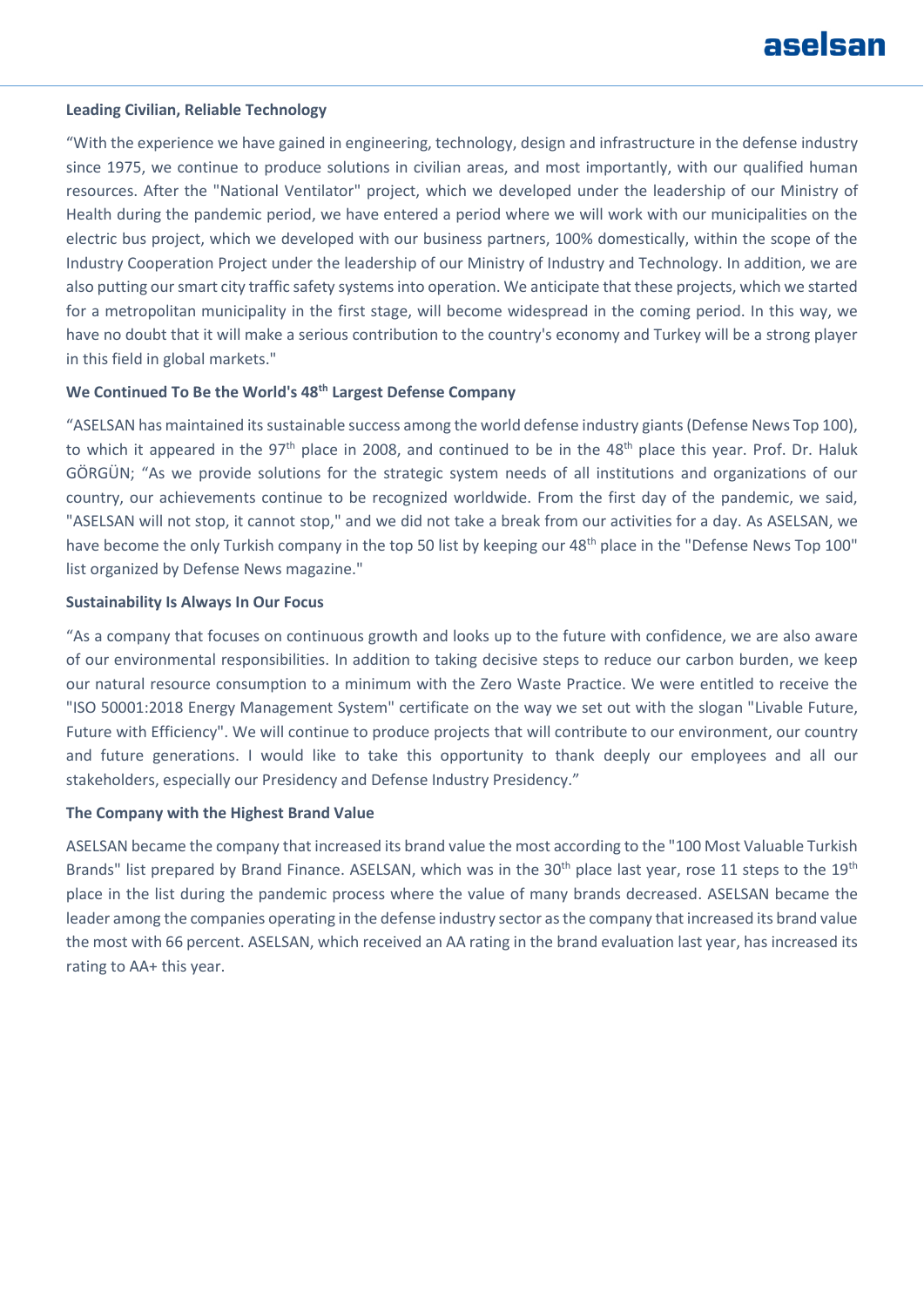**Leading Civilian, Reliable Technology**

“With the experience we have gained in engineering, technology, design and infrastructure in the defense industry since 1975, we continue to produce solutions in civilian areas, and most importantly, with our qualified human resources. After the "National Ventilator" project, which we developed under the leadership of our Ministry of Health during the pandemic period, we have entered a period where we will work with our municipalities on the electric bus project, which we developed with our business partners, 100% domestically, within the scope of the Industry Cooperation Project under the leadership of our Ministry of Industry and Technology. In addition, we are also putting our smart city traffic safety systems into operation. We anticipate that these projects, which we started for a metropolitan municipality in the first stage, will become widespread in the coming period. In this way, we have no doubt that it will make a serious contribution to the country's economy and Turkey will be a strong player in this field in global markets."

**We Continued To Be the World's 48th Largest Defense Company**

“ASELSAN has maintained its sustainable success among the world defense industry giants (Defense News Top 100), to which it appeared in the 97th place in 2008, and continued to be in the 48th place this year. Prof. Dr. Haluk GÖRGÜN; “As we provide solutions for the strategic system needs of all institutions and organizations of our country, our achievements continue to be recognized worldwide. From the first day of the pandemic, we said, "ASELSAN will not stop, it cannot stop," and we did not take a break from our activities for a day. As ASELSAN, we have become the only Turkish company in the top 50 list by keeping our 48th place in the "Defense News Top 100" list organized by Defense News magazine."

**Sustainability Is Always In Our Focus**

“As a company that focuses on continuous growth and looks up to the future with confidence, we are also aware of our environmental responsibilities. In addition to taking decisive steps to reduce our carbon burden, we keep our natural resource consumption to a minimum with the Zero Waste Practice. We were entitled to receive the "ISO 50001:2018 Energy Management System" certificate on the way we set out with the slogan "Livable Future, Future with Efficiency". We will continue to produce projects that will contribute to our environment, our country and future generations. I would like to take this opportunity to thank deeply our employees and all our stakeholders, especially our Presidency and Defense Industry Presidency.”

**The Company with the Highest Brand Value**

ASELSAN became the company that increased its brand value the most according to the "100 Most Valuable Turkish Brands" list prepared by Brand Finance. ASELSAN, which was in the 30th place last year, rose 11 steps to the 19th place in the list during the pandemic process where the value of many brands decreased. ASELSAN became the leader among the companies operating in the defense industry sector as the company that increased its brand value the most with 66 percent. ASELSAN, which received an AA rating in the brand evaluation last year, has increased its rating to AA+ this year.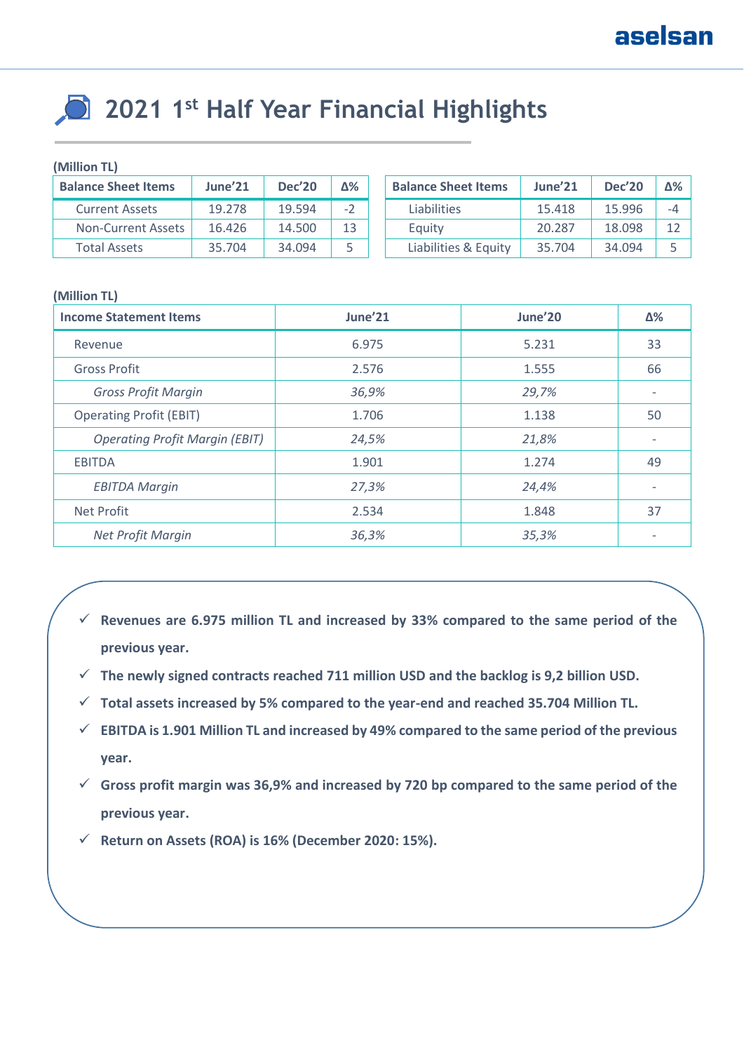# 2021 1st Half Year Financial Highlights

**(Million TL)**

| Balance Sheet Items | June'21 | Dec'20 | Δ% |
|---|---|---|---|
| Current Assets | 19.278 | 19.594 | -2 |
| Non-Current Assets | 16.426 | 14.500 | 13 |
| Total Assets | 35.704 | 34.094 | 5 |

| Balance Sheet Items | June'21 | Dec'20 | Δ% |
|---|---|---|---|
| Liabilities | 15.418 | 15.996 | -4 |
| Equity | 20.287 | 18.098 | 12 |
| Liabilities & Equity | 35.704 | 34.094 | 5 |

**(Million TL)**

| Income Statement Items | June'21 | June'20 | Δ% |
|---|---|---|---|
| Revenue | 6.975 | 5.231 | 33 |
| Gross Profit | 2.576 | 1.555 | 66 |
| *Gross Profit Margin* | *36,9%* | *29,7%* | - |
| Operating Profit (EBIT) | 1.706 | 1.138 | 50 |
| *Operating Profit Margin (EBIT)* | *24,5%* | *21,8%* | - |
| EBITDA | 1.901 | 1.274 | 49 |
| *EBITDA Margin* | *27,3%* | *24,4%* | - |
| Net Profit | 2.534 | 1.848 | 37 |
| *Net Profit Margin* | *36,3%* | *35,3%* | - |

- ✓ **Revenues are 6.975 million TL and increased by 33% compared to the same period of the previous year.**
- ✓ **The newly signed contracts reached 711 million USD and the backlog is 9,2 billion USD.**
- ✓ **Total assets increased by 5% compared to the year-end and reached 35.704 Million TL.**
- ✓ **EBITDA is 1.901 Million TL and increased by 49% compared to the same period of the previous year.**
- ✓ **Gross profit margin was 36,9% and increased by 720 bp compared to the same period of the previous year.**
- ✓ **Return on Assets (ROA) is 16% (December 2020: 15%).**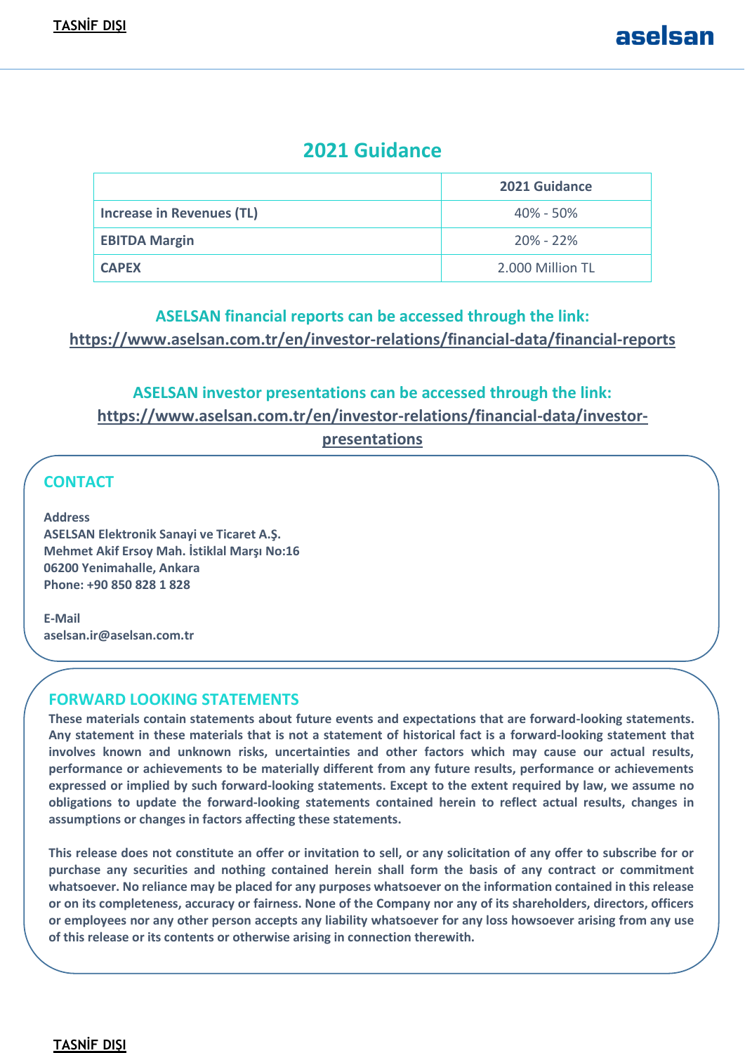## 2021 Guidance

| | 2021 Guidance |
|---|---|
| **Increase in Revenues (TL)** | 40% - 50% |
| **EBITDA Margin** | 20% - 22% |
| **CAPEX** | 2.000 Million TL |

**ASELSAN financial reports can be accessed through the link:**
**https://www.aselsan.com.tr/en/investor-relations/financial-data/financial-reports**

**ASELSAN investor presentations can be accessed through the link:**
**https://www.aselsan.com.tr/en/investor-relations/financial-data/investor-presentations**

### CONTACT

**Address**
**ASELSAN Elektronik Sanayi ve Ticaret A.Ş.**
**Mehmet Akif Ersoy Mah. İstiklal Marşı No:16**
**06200 Yenimahalle, Ankara**
**Phone: +90 850 828 1 828**

**E-Mail**
**aselsan.ir@aselsan.com.tr**

### FORWARD LOOKING STATEMENTS

**These materials contain statements about future events and expectations that are forward-looking statements. Any statement in these materials that is not a statement of historical fact is a forward-looking statement that involves known and unknown risks, uncertainties and other factors which may cause our actual results, performance or achievements to be materially different from any future results, performance or achievements expressed or implied by such forward-looking statements. Except to the extent required by law, we assume no obligations to update the forward-looking statements contained herein to reflect actual results, changes in assumptions or changes in factors affecting these statements.**

**This release does not constitute an offer or invitation to sell, or any solicitation of any offer to subscribe for or purchase any securities and nothing contained herein shall form the basis of any contract or commitment whatsoever. No reliance may be placed for any purposes whatsoever on the information contained in this release or on its completeness, accuracy or fairness. None of the Company nor any of its shareholders, directors, officers or employees nor any other person accepts any liability whatsoever for any loss howsoever arising from any use of this release or its contents or otherwise arising in connection therewith.**